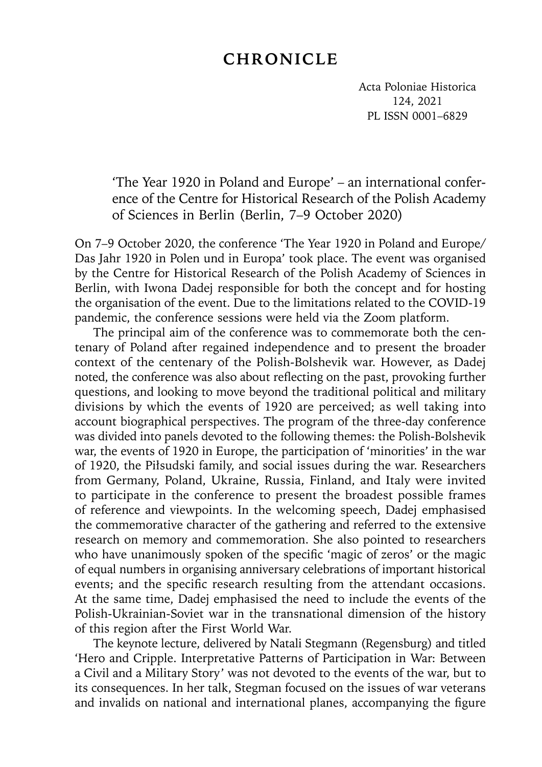# CHRONICLE

Acta Poloniae Historica
124, 2021
PL ISSN 0001–6829

## 'The Year 1920 in Poland and Europe' – an international conference of the Centre for Historical Research of the Polish Academy of Sciences in Berlin (Berlin, 7–9 October 2020)

On 7–9 October 2020, the conference 'The Year 1920 in Poland and Europe/ Das Jahr 1920 in Polen und in Europa' took place. The event was organised by the Centre for Historical Research of the Polish Academy of Sciences in Berlin, with Iwona Dadej responsible for both the concept and for hosting the organisation of the event. Due to the limitations related to the COVID-19 pandemic, the conference sessions were held via the Zoom platform.

The principal aim of the conference was to commemorate both the centenary of Poland after regained independence and to present the broader context of the centenary of the Polish-Bolshevik war. However, as Dadej noted, the conference was also about reflecting on the past, provoking further questions, and looking to move beyond the traditional political and military divisions by which the events of 1920 are perceived; as well taking into account biographical perspectives. The program of the three-day conference was divided into panels devoted to the following themes: the Polish-Bolshevik war, the events of 1920 in Europe, the participation of 'minorities' in the war of 1920, the Piłsudski family, and social issues during the war. Researchers from Germany, Poland, Ukraine, Russia, Finland, and Italy were invited to participate in the conference to present the broadest possible frames of reference and viewpoints. In the welcoming speech, Dadej emphasised the commemorative character of the gathering and referred to the extensive research on memory and commemoration. She also pointed to researchers who have unanimously spoken of the specific 'magic of zeros' or the magic of equal numbers in organising anniversary celebrations of important historical events; and the specific research resulting from the attendant occasions. At the same time, Dadej emphasised the need to include the events of the Polish-Ukrainian-Soviet war in the transnational dimension of the history of this region after the First World War.

The keynote lecture, delivered by Natali Stegmann (Regensburg) and titled 'Hero and Cripple. Interpretative Patterns of Participation in War: Between a Civil and a Military Story' was not devoted to the events of the war, but to its consequences. In her talk, Stegman focused on the issues of war veterans and invalids on national and international planes, accompanying the figure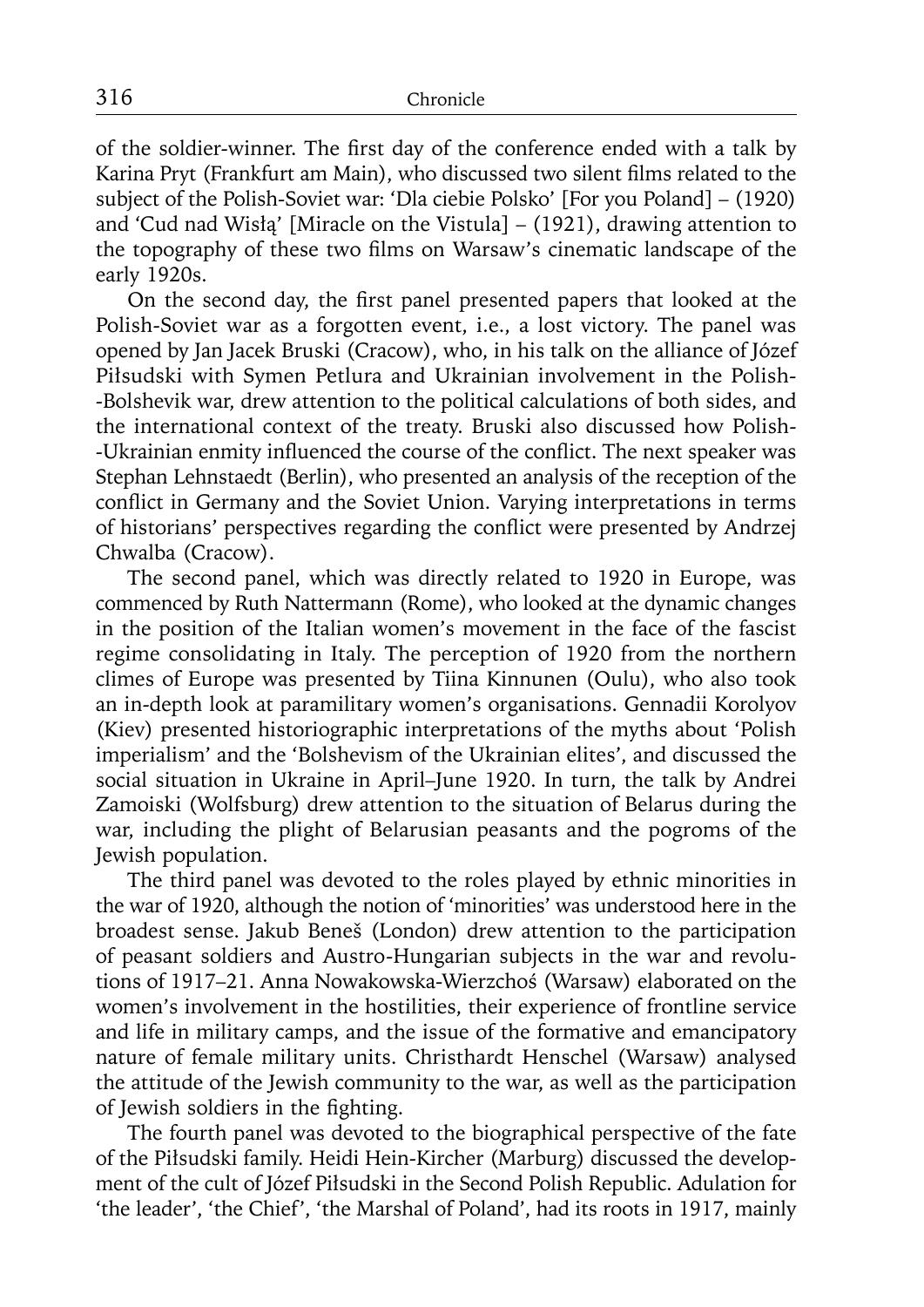of the soldier-winner. The first day of the conference ended with a talk by Karina Pryt (Frankfurt am Main), who discussed two silent films related to the subject of the Polish-Soviet war: 'Dla ciebie Polsko' [For you Poland] – (1920) and 'Cud nad Wisłą' [Miracle on the Vistula] – (1921), drawing attention to the topography of these two films on Warsaw's cinematic landscape of the early 1920s.

On the second day, the first panel presented papers that looked at the Polish-Soviet war as a forgotten event, i.e., a lost victory. The panel was opened by Jan Jacek Bruski (Cracow), who, in his talk on the alliance of Józef Piłsudski with Symen Petlura and Ukrainian involvement in the Polish--Bolshevik war, drew attention to the political calculations of both sides, and the international context of the treaty. Bruski also discussed how Polish--Ukrainian enmity influenced the course of the conflict. The next speaker was Stephan Lehnstaedt (Berlin), who presented an analysis of the reception of the conflict in Germany and the Soviet Union. Varying interpretations in terms of historians' perspectives regarding the conflict were presented by Andrzej Chwalba (Cracow).

The second panel, which was directly related to 1920 in Europe, was commenced by Ruth Nattermann (Rome), who looked at the dynamic changes in the position of the Italian women's movement in the face of the fascist regime consolidating in Italy. The perception of 1920 from the northern climes of Europe was presented by Tiina Kinnunen (Oulu), who also took an in-depth look at paramilitary women's organisations. Gennadii Korolyov (Kiev) presented historiographic interpretations of the myths about 'Polish imperialism' and the 'Bolshevism of the Ukrainian elites', and discussed the social situation in Ukraine in April–June 1920. In turn, the talk by Andrei Zamoiski (Wolfsburg) drew attention to the situation of Belarus during the war, including the plight of Belarusian peasants and the pogroms of the Jewish population.

The third panel was devoted to the roles played by ethnic minorities in the war of 1920, although the notion of 'minorities' was understood here in the broadest sense. Jakub Beneš (London) drew attention to the participation of peasant soldiers and Austro-Hungarian subjects in the war and revolutions of 1917–21. Anna Nowakowska-Wierzchoś (Warsaw) elaborated on the women's involvement in the hostilities, their experience of frontline service and life in military camps, and the issue of the formative and emancipatory nature of female military units. Christhardt Henschel (Warsaw) analysed the attitude of the Jewish community to the war, as well as the participation of Jewish soldiers in the fighting.

The fourth panel was devoted to the biographical perspective of the fate of the Piłsudski family. Heidi Hein-Kircher (Marburg) discussed the development of the cult of Józef Piłsudski in the Second Polish Republic. Adulation for 'the leader', 'the Chief', 'the Marshal of Poland', had its roots in 1917, mainly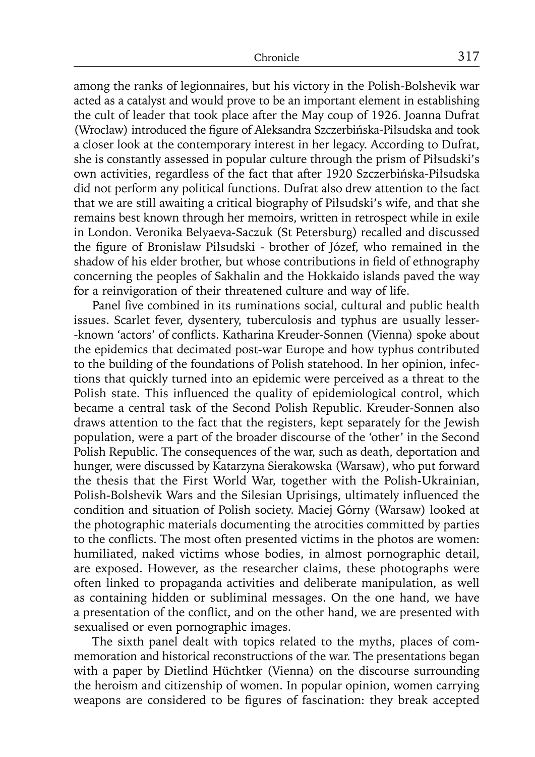among the ranks of legionnaires, but his victory in the Polish-Bolshevik war acted as a catalyst and would prove to be an important element in establishing the cult of leader that took place after the May coup of 1926. Joanna Dufrat (Wrocław) introduced the figure of Aleksandra Szczerbińska-Piłsudska and took a closer look at the contemporary interest in her legacy. According to Dufrat, she is constantly assessed in popular culture through the prism of Piłsudski's own activities, regardless of the fact that after 1920 Szczerbińska-Piłsudska did not perform any political functions. Dufrat also drew attention to the fact that we are still awaiting a critical biography of Piłsudski's wife, and that she remains best known through her memoirs, written in retrospect while in exile in London. Veronika Belyaeva-Saczuk (St Petersburg) recalled and discussed the figure of Bronisław Piłsudski - brother of Józef, who remained in the shadow of his elder brother, but whose contributions in field of ethnography concerning the peoples of Sakhalin and the Hokkaido islands paved the way for a reinvigoration of their threatened culture and way of life.

Panel five combined in its ruminations social, cultural and public health issues. Scarlet fever, dysentery, tuberculosis and typhus are usually lesser--known 'actors' of conflicts. Katharina Kreuder-Sonnen (Vienna) spoke about the epidemics that decimated post-war Europe and how typhus contributed to the building of the foundations of Polish statehood. In her opinion, infections that quickly turned into an epidemic were perceived as a threat to the Polish state. This influenced the quality of epidemiological control, which became a central task of the Second Polish Republic. Kreuder-Sonnen also draws attention to the fact that the registers, kept separately for the Jewish population, were a part of the broader discourse of the 'other' in the Second Polish Republic. The consequences of the war, such as death, deportation and hunger, were discussed by Katarzyna Sierakowska (Warsaw), who put forward the thesis that the First World War, together with the Polish-Ukrainian, Polish-Bolshevik Wars and the Silesian Uprisings, ultimately influenced the condition and situation of Polish society. Maciej Górny (Warsaw) looked at the photographic materials documenting the atrocities committed by parties to the conflicts. The most often presented victims in the photos are women: humiliated, naked victims whose bodies, in almost pornographic detail, are exposed. However, as the researcher claims, these photographs were often linked to propaganda activities and deliberate manipulation, as well as containing hidden or subliminal messages. On the one hand, we have a presentation of the conflict, and on the other hand, we are presented with sexualised or even pornographic images.

The sixth panel dealt with topics related to the myths, places of commemoration and historical reconstructions of the war. The presentations began with a paper by Dietlind Hüchtker (Vienna) on the discourse surrounding the heroism and citizenship of women. In popular opinion, women carrying weapons are considered to be figures of fascination: they break accepted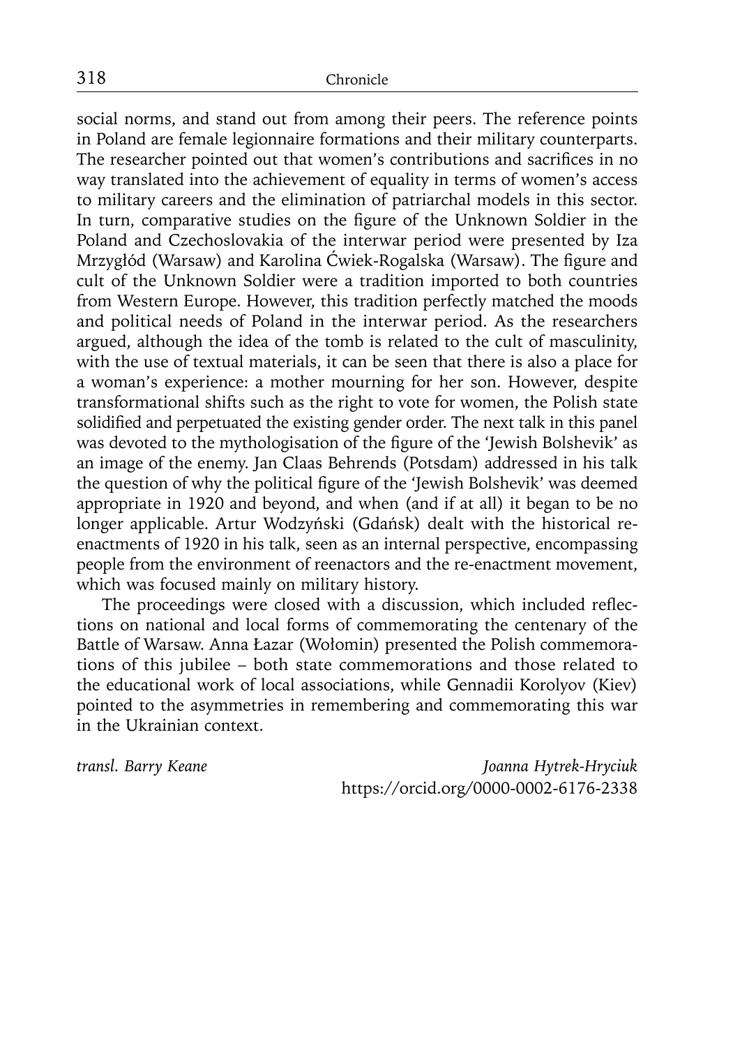social norms, and stand out from among their peers. The reference points in Poland are female legionnaire formations and their military counterparts. The researcher pointed out that women's contributions and sacrifices in no way translated into the achievement of equality in terms of women's access to military careers and the elimination of patriarchal models in this sector. In turn, comparative studies on the figure of the Unknown Soldier in the Poland and Czechoslovakia of the interwar period were presented by Iza Mrzygłód (Warsaw) and Karolina Ćwiek-Rogalska (Warsaw). The figure and cult of the Unknown Soldier were a tradition imported to both countries from Western Europe. However, this tradition perfectly matched the moods and political needs of Poland in the interwar period. As the researchers argued, although the idea of the tomb is related to the cult of masculinity, with the use of textual materials, it can be seen that there is also a place for a woman's experience: a mother mourning for her son. However, despite transformational shifts such as the right to vote for women, the Polish state solidified and perpetuated the existing gender order. The next talk in this panel was devoted to the mythologisation of the figure of the 'Jewish Bolshevik' as an image of the enemy. Jan Claas Behrends (Potsdam) addressed in his talk the question of why the political figure of the 'Jewish Bolshevik' was deemed appropriate in 1920 and beyond, and when (and if at all) it began to be no longer applicable. Artur Wodzyński (Gdańsk) dealt with the historical re-enactments of 1920 in his talk, seen as an internal perspective, encompassing people from the environment of reenactors and the re-enactment movement, which was focused mainly on military history.

The proceedings were closed with a discussion, which included reflections on national and local forms of commemorating the centenary of the Battle of Warsaw. Anna Łazar (Wołomin) presented the Polish commemorations of this jubilee – both state commemorations and those related to the educational work of local associations, while Gennadii Korolyov (Kiev) pointed to the asymmetries in remembering and commemorating this war in the Ukrainian context.

*transl. Barry Keane*

*Joanna Hytrek-Hryciuk*
https://orcid.org/0000-0002-6176-2338